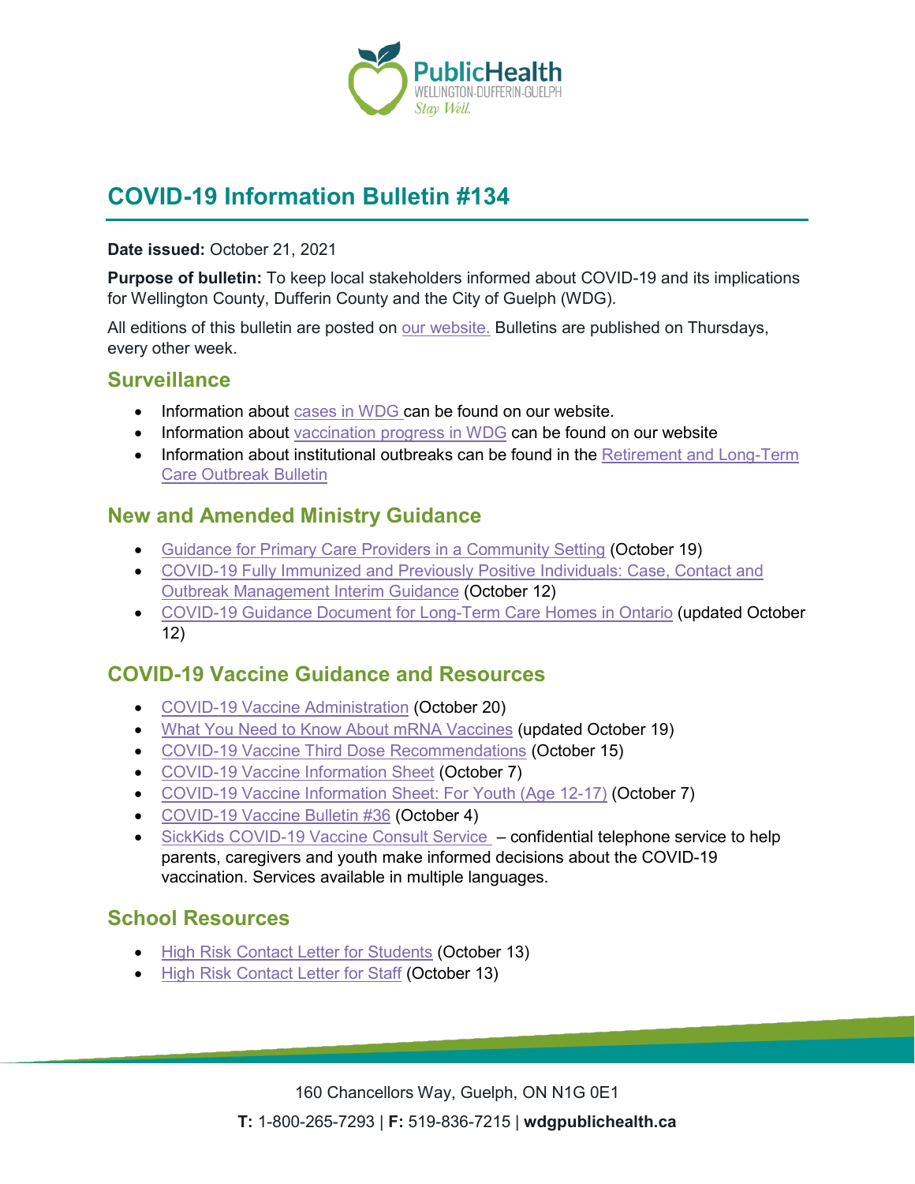# COVID-19 Information Bulletin #134

**Date issued:** October 21, 2021

**Purpose of bulletin:** To keep local stakeholders informed about COVID-19 and its implications for Wellington County, Dufferin County and the City of Guelph (WDG).

All editions of this bulletin are posted on our website. Bulletins are published on Thursdays, every other week.

## Surveillance

- Information about cases in WDG can be found on our website.
- Information about vaccination progress in WDG can be found on our website
- Information about institutional outbreaks can be found in the Retirement and Long-Term Care Outbreak Bulletin

## New and Amended Ministry Guidance

- Guidance for Primary Care Providers in a Community Setting (October 19)
- COVID-19 Fully Immunized and Previously Positive Individuals: Case, Contact and Outbreak Management Interim Guidance (October 12)
- COVID-19 Guidance Document for Long-Term Care Homes in Ontario (updated October 12)

## COVID-19 Vaccine Guidance and Resources

- COVID-19 Vaccine Administration (October 20)
- What You Need to Know About mRNA Vaccines (updated October 19)
- COVID-19 Vaccine Third Dose Recommendations (October 15)
- COVID-19 Vaccine Information Sheet (October 7)
- COVID-19 Vaccine Information Sheet: For Youth (Age 12-17) (October 7)
- COVID-19 Vaccine Bulletin #36 (October 4)
- SickKids COVID-19 Vaccine Consult Service – confidential telephone service to help parents, caregivers and youth make informed decisions about the COVID-19 vaccination. Services available in multiple languages.

## School Resources

- High Risk Contact Letter for Students (October 13)
- High Risk Contact Letter for Staff (October 13)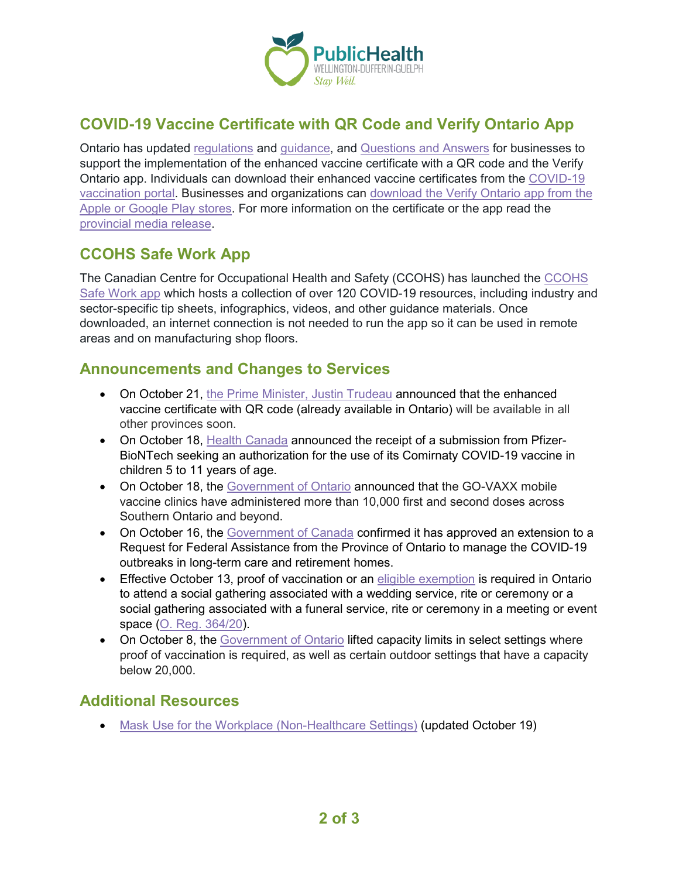## COVID-19 Vaccine Certificate with QR Code and Verify Ontario App

Ontario has updated regulations and guidance, and Questions and Answers for businesses to support the implementation of the enhanced vaccine certificate with a QR code and the Verify Ontario app. Individuals can download their enhanced vaccine certificates from the COVID-19 vaccination portal. Businesses and organizations can download the Verify Ontario app from the Apple or Google Play stores. For more information on the certificate or the app read the provincial media release.

## CCOHS Safe Work App

The Canadian Centre for Occupational Health and Safety (CCOHS) has launched the CCOHS Safe Work app which hosts a collection of over 120 COVID-19 resources, including industry and sector-specific tip sheets, infographics, videos, and other guidance materials. Once downloaded, an internet connection is not needed to run the app so it can be used in remote areas and on manufacturing shop floors.

## Announcements and Changes to Services

- On October 21, the Prime Minister, Justin Trudeau announced that the enhanced vaccine certificate with QR code (already available in Ontario) will be available in all other provinces soon.
- On October 18, Health Canada announced the receipt of a submission from Pfizer-BioNTech seeking an authorization for the use of its Comirnaty COVID-19 vaccine in children 5 to 11 years of age.
- On October 18, the Government of Ontario announced that the GO-VAXX mobile vaccine clinics have administered more than 10,000 first and second doses across Southern Ontario and beyond.
- On October 16, the Government of Canada confirmed it has approved an extension to a Request for Federal Assistance from the Province of Ontario to manage the COVID-19 outbreaks in long-term care and retirement homes.
- Effective October 13, proof of vaccination or an eligible exemption is required in Ontario to attend a social gathering associated with a wedding service, rite or ceremony or a social gathering associated with a funeral service, rite or ceremony in a meeting or event space (O. Reg. 364/20).
- On October 8, the Government of Ontario lifted capacity limits in select settings where proof of vaccination is required, as well as certain outdoor settings that have a capacity below 20,000.

## Additional Resources

- Mask Use for the Workplace (Non-Healthcare Settings) (updated October 19)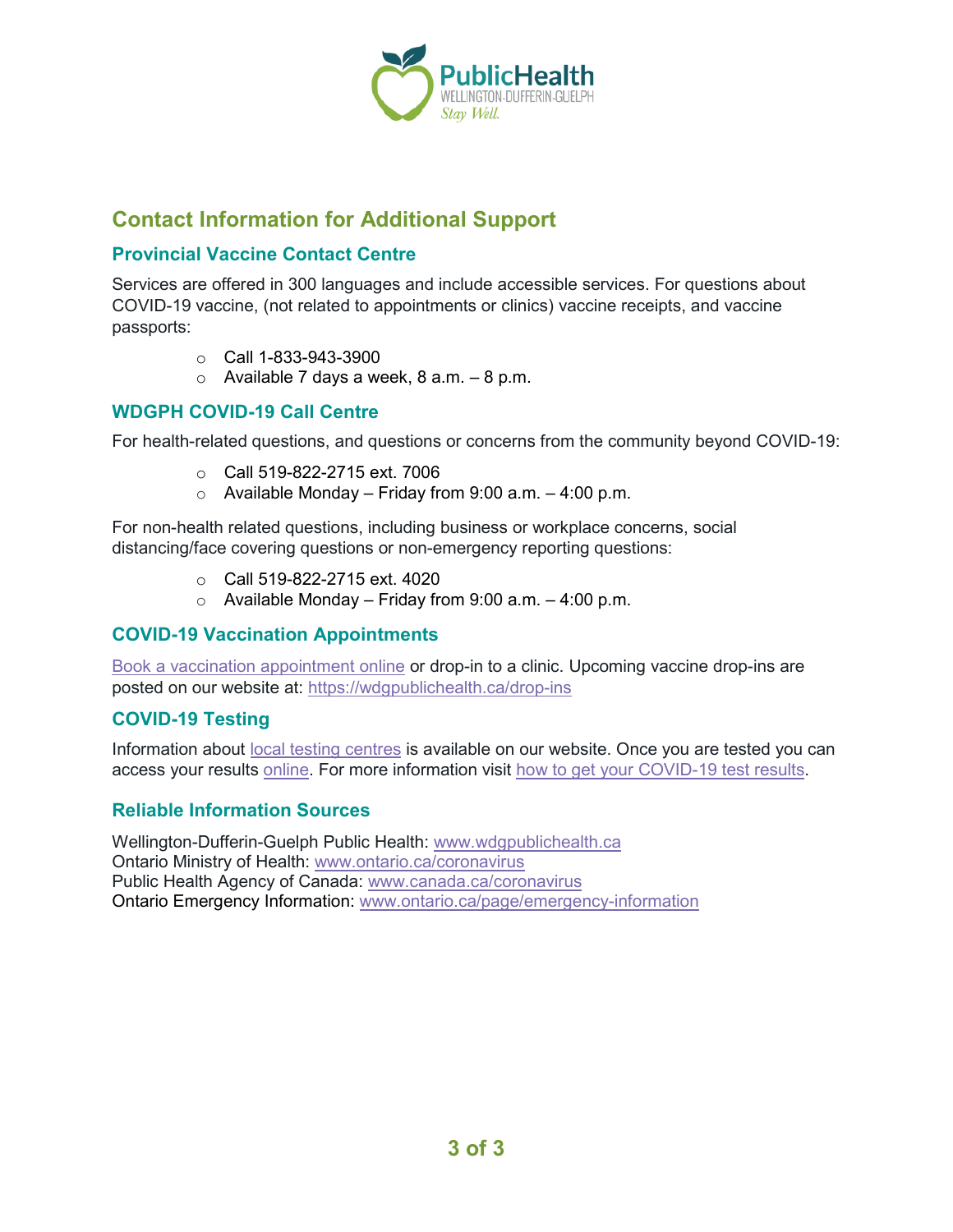## Contact Information for Additional Support

### Provincial Vaccine Contact Centre

Services are offered in 300 languages and include accessible services. For questions about COVID-19 vaccine, (not related to appointments or clinics) vaccine receipts, and vaccine passports:

- Call 1-833-943-3900
- Available 7 days a week, 8 a.m. – 8 p.m.

### WDGPH COVID-19 Call Centre

For health-related questions, and questions or concerns from the community beyond COVID-19:

- Call 519-822-2715 ext. 7006
- Available Monday – Friday from 9:00 a.m. – 4:00 p.m.

For non-health related questions, including business or workplace concerns, social distancing/face covering questions or non-emergency reporting questions:

- Call 519-822-2715 ext. 4020
- Available Monday – Friday from 9:00 a.m. – 4:00 p.m.

### COVID-19 Vaccination Appointments

Book a vaccination appointment online or drop-in to a clinic. Upcoming vaccine drop-ins are posted on our website at: https://wdgpublichealth.ca/drop-ins

### COVID-19 Testing

Information about local testing centres is available on our website. Once you are tested you can access your results online. For more information visit how to get your COVID-19 test results.

### Reliable Information Sources

Wellington-Dufferin-Guelph Public Health: www.wdgpublichealth.ca
Ontario Ministry of Health: www.ontario.ca/coronavirus
Public Health Agency of Canada: www.canada.ca/coronavirus
Ontario Emergency Information: www.ontario.ca/page/emergency-information